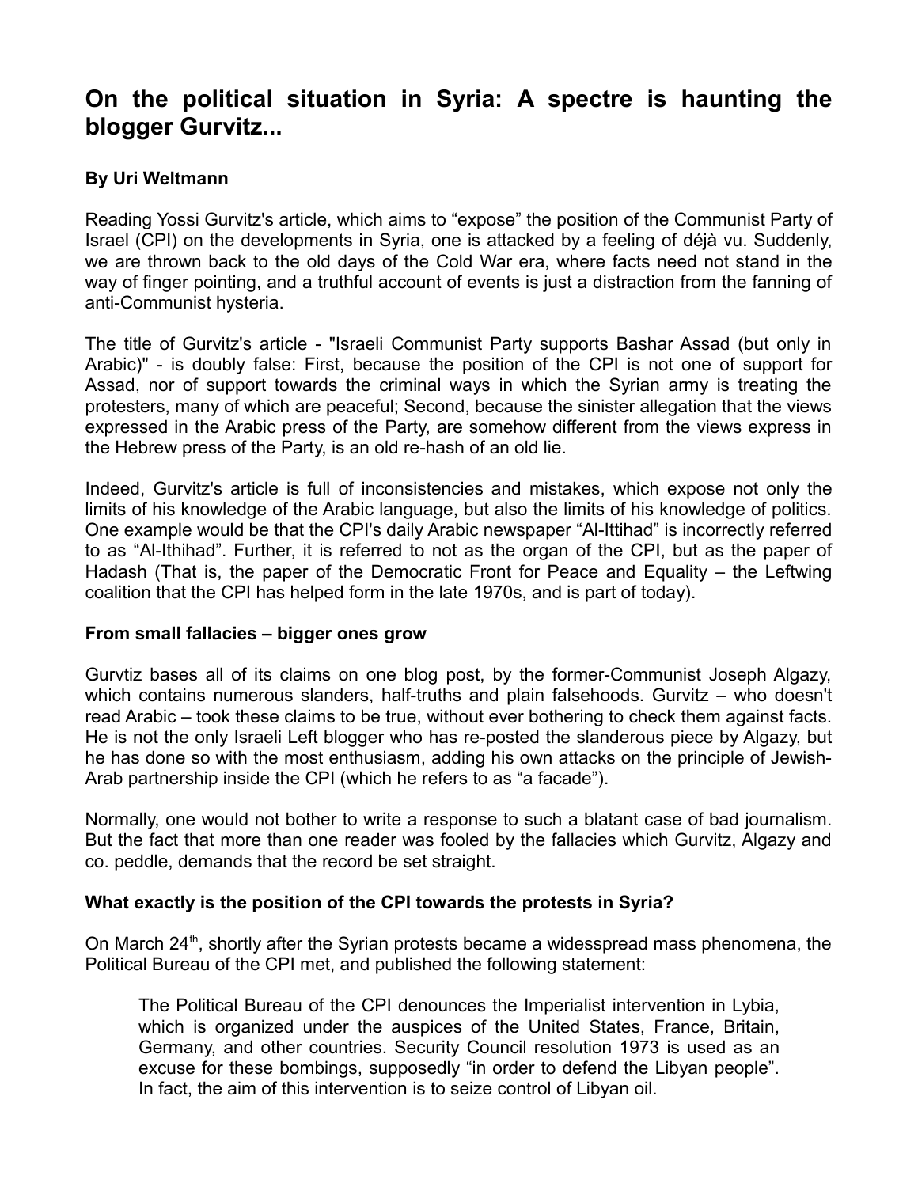# On the political situation in Syria: A spectre is haunting the blogger Gurvitz...

**By Uri Weltmann**

Reading Yossi Gurvitz's article, which aims to "expose" the position of the Communist Party of Israel (CPI) on the developments in Syria, one is attacked by a feeling of déjà vu. Suddenly, we are thrown back to the old days of the Cold War era, where facts need not stand in the way of finger pointing, and a truthful account of events is just a distraction from the fanning of anti-Communist hysteria.

The title of Gurvitz's article - "Israeli Communist Party supports Bashar Assad (but only in Arabic)" - is doubly false: First, because the position of the CPI is not one of support for Assad, nor of support towards the criminal ways in which the Syrian army is treating the protesters, many of which are peaceful; Second, because the sinister allegation that the views expressed in the Arabic press of the Party, are somehow different from the views express in the Hebrew press of the Party, is an old re-hash of an old lie.

Indeed, Gurvitz's article is full of inconsistencies and mistakes, which expose not only the limits of his knowledge of the Arabic language, but also the limits of his knowledge of politics. One example would be that the CPI's daily Arabic newspaper "Al-Ittihad" is incorrectly referred to as "Al-Ithihad". Further, it is referred to not as the organ of the CPI, but as the paper of Hadash (That is, the paper of the Democratic Front for Peace and Equality – the Leftwing coalition that the CPI has helped form in the late 1970s, and is part of today).

**From small fallacies – bigger ones grow**

Gurvtiz bases all of its claims on one blog post, by the former-Communist Joseph Algazy, which contains numerous slanders, half-truths and plain falsehoods. Gurvitz – who doesn't read Arabic – took these claims to be true, without ever bothering to check them against facts. He is not the only Israeli Left blogger who has re-posted the slanderous piece by Algazy, but he has done so with the most enthusiasm, adding his own attacks on the principle of Jewish-Arab partnership inside the CPI (which he refers to as "a facade").

Normally, one would not bother to write a response to such a blatant case of bad journalism. But the fact that more than one reader was fooled by the fallacies which Gurvitz, Algazy and co. peddle, demands that the record be set straight.

**What exactly is the position of the CPI towards the protests in Syria?**

On March 24th, shortly after the Syrian protests became a widespread mass phenomena, the Political Bureau of the CPI met, and published the following statement:

> The Political Bureau of the CPI denounces the Imperialist intervention in Lybia, which is organized under the auspices of the United States, France, Britain, Germany, and other countries. Security Council resolution 1973 is used as an excuse for these bombings, supposedly "in order to defend the Libyan people". In fact, the aim of this intervention is to seize control of Libyan oil.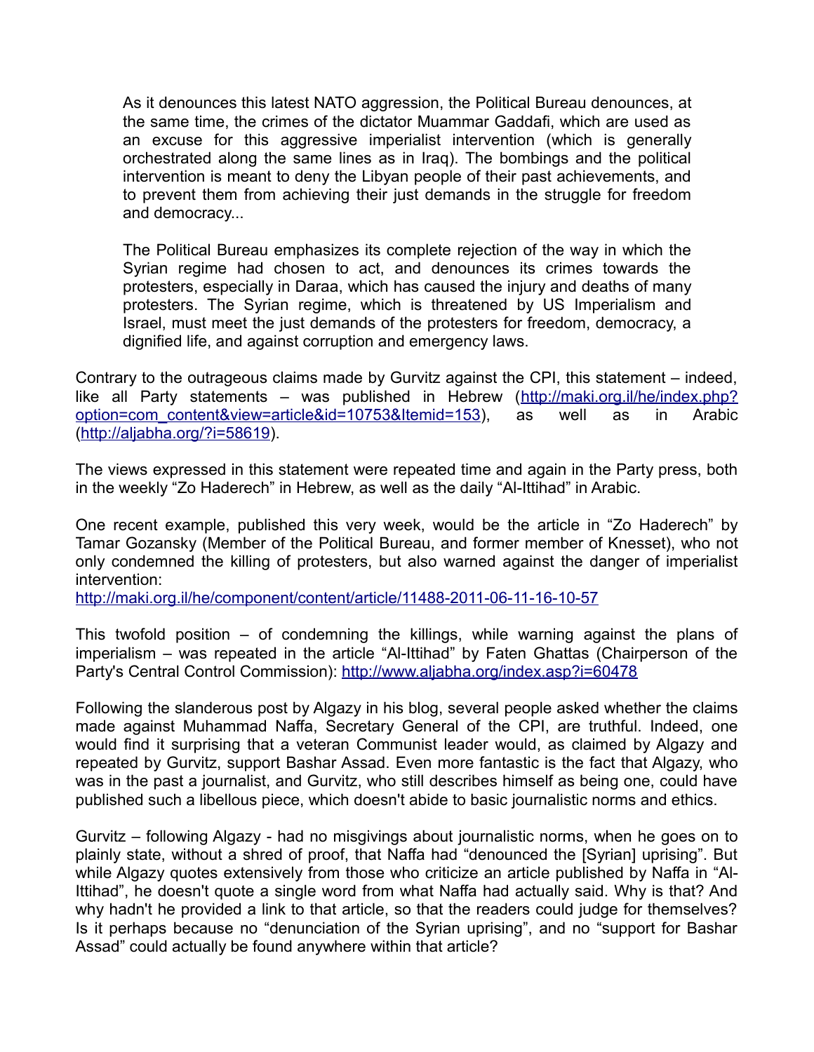> As it denounces this latest NATO aggression, the Political Bureau denounces, at the same time, the crimes of the dictator Muammar Gaddafi, which are used as an excuse for this aggressive imperialist intervention (which is generally orchestrated along the same lines as in Iraq). The bombings and the political intervention is meant to deny the Libyan people of their past achievements, and to prevent them from achieving their just demands in the struggle for freedom and democracy...
>
> The Political Bureau emphasizes its complete rejection of the way in which the Syrian regime had chosen to act, and denounces its crimes towards the protesters, especially in Daraa, which has caused the injury and deaths of many protesters. The Syrian regime, which is threatened by US Imperialism and Israel, must meet the just demands of the protesters for freedom, democracy, a dignified life, and against corruption and emergency laws.

Contrary to the outrageous claims made by Gurvitz against the CPI, this statement – indeed, like all Party statements – was published in Hebrew (http://maki.org.il/he/index.php?option=com_content&view=article&id=10753&Itemid=153), as well as in Arabic (http://aljabha.org/?i=58619).

The views expressed in this statement were repeated time and again in the Party press, both in the weekly "Zo Haderech" in Hebrew, as well as the daily "Al-Ittihad" in Arabic.

One recent example, published this very week, would be the article in "Zo Haderech" by Tamar Gozansky (Member of the Political Bureau, and former member of Knesset), who not only condemned the killing of protesters, but also warned against the danger of imperialist intervention:
http://maki.org.il/he/component/content/article/11488-2011-06-11-16-10-57

This twofold position – of condemning the killings, while warning against the plans of imperialism – was repeated in the article "Al-Ittihad" by Faten Ghattas (Chairperson of the Party's Central Control Commission): http://www.aljabha.org/index.asp?i=60478

Following the slanderous post by Algazy in his blog, several people asked whether the claims made against Muhammad Naffa, Secretary General of the CPI, are truthful. Indeed, one would find it surprising that a veteran Communist leader would, as claimed by Algazy and repeated by Gurvitz, support Bashar Assad. Even more fantastic is the fact that Algazy, who was in the past a journalist, and Gurvitz, who still describes himself as being one, could have published such a libellous piece, which doesn't abide to basic journalistic norms and ethics.

Gurvitz – following Algazy - had no misgivings about journalistic norms, when he goes on to plainly state, without a shred of proof, that Naffa had "denounced the [Syrian] uprising". But while Algazy quotes extensively from those who criticize an article published by Naffa in "Al-Ittihad", he doesn't quote a single word from what Naffa had actually said. Why is that? And why hadn't he provided a link to that article, so that the readers could judge for themselves? Is it perhaps because no "denunciation of the Syrian uprising", and no "support for Bashar Assad" could actually be found anywhere within that article?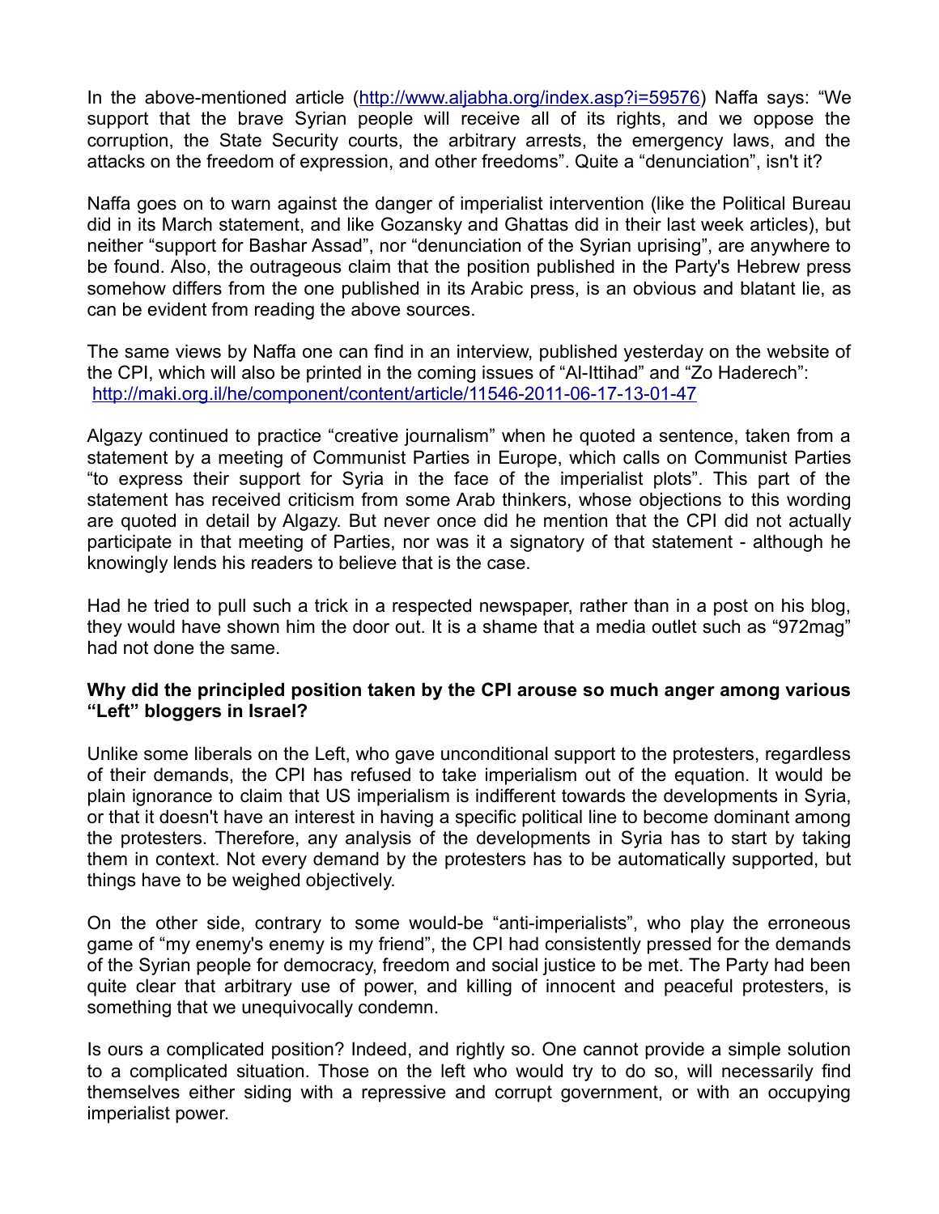In the above-mentioned article (http://www.aljabha.org/index.asp?i=59576) Naffa says: "We support that the brave Syrian people will receive all of its rights, and we oppose the corruption, the State Security courts, the arbitrary arrests, the emergency laws, and the attacks on the freedom of expression, and other freedoms". Quite a "denunciation", isn't it?

Naffa goes on to warn against the danger of imperialist intervention (like the Political Bureau did in its March statement, and like Gozansky and Ghattas did in their last week articles), but neither "support for Bashar Assad", nor "denunciation of the Syrian uprising", are anywhere to be found. Also, the outrageous claim that the position published in the Party's Hebrew press somehow differs from the one published in its Arabic press, is an obvious and blatant lie, as can be evident from reading the above sources.

The same views by Naffa one can find in an interview, published yesterday on the website of the CPI, which will also be printed in the coming issues of "Al-Ittihad" and "Zo Haderech": http://maki.org.il/he/component/content/article/11546-2011-06-17-13-01-47

Algazy continued to practice "creative journalism" when he quoted a sentence, taken from a statement by a meeting of Communist Parties in Europe, which calls on Communist Parties "to express their support for Syria in the face of the imperialist plots". This part of the statement has received criticism from some Arab thinkers, whose objections to this wording are quoted in detail by Algazy. But never once did he mention that the CPI did not actually participate in that meeting of Parties, nor was it a signatory of that statement - although he knowingly lends his readers to believe that is the case.

Had he tried to pull such a trick in a respected newspaper, rather than in a post on his blog, they would have shown him the door out. It is a shame that a media outlet such as "972mag" had not done the same.

**Why did the principled position taken by the CPI arouse so much anger among various "Left" bloggers in Israel?**

Unlike some liberals on the Left, who gave unconditional support to the protesters, regardless of their demands, the CPI has refused to take imperialism out of the equation. It would be plain ignorance to claim that US imperialism is indifferent towards the developments in Syria, or that it doesn't have an interest in having a specific political line to become dominant among the protesters. Therefore, any analysis of the developments in Syria has to start by taking them in context. Not every demand by the protesters has to be automatically supported, but things have to be weighed objectively.

On the other side, contrary to some would-be "anti-imperialists", who play the erroneous game of "my enemy's enemy is my friend", the CPI had consistently pressed for the demands of the Syrian people for democracy, freedom and social justice to be met. The Party had been quite clear that arbitrary use of power, and killing of innocent and peaceful protesters, is something that we unequivocally condemn.

Is ours a complicated position? Indeed, and rightly so. One cannot provide a simple solution to a complicated situation. Those on the left who would try to do so, will necessarily find themselves either siding with a repressive and corrupt government, or with an occupying imperialist power.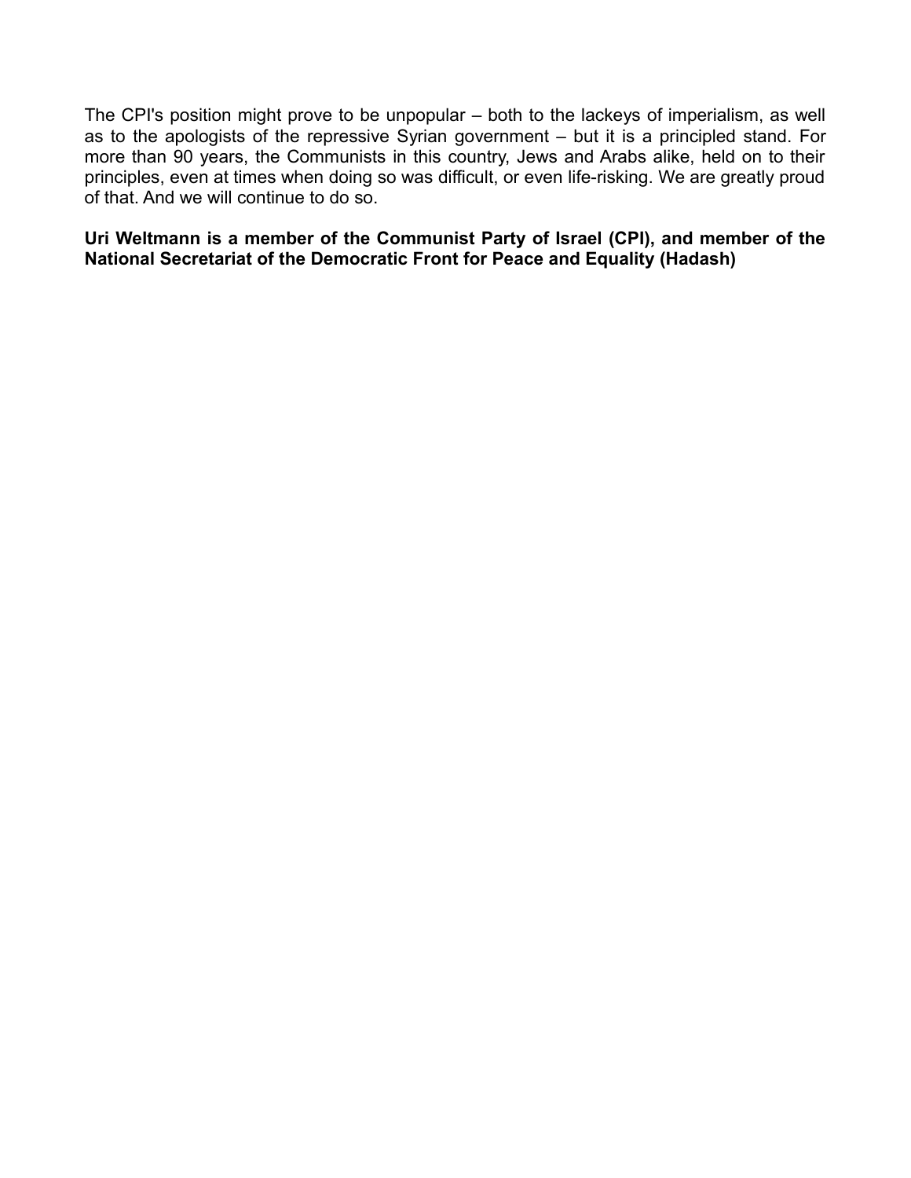The CPI's position might prove to be unpopular – both to the lackeys of imperialism, as well as to the apologists of the repressive Syrian government – but it is a principled stand. For more than 90 years, the Communists in this country, Jews and Arabs alike, held on to their principles, even at times when doing so was difficult, or even life-risking. We are greatly proud of that. And we will continue to do so.

**Uri Weltmann is a member of the Communist Party of Israel (CPI), and member of the National Secretariat of the Democratic Front for Peace and Equality (Hadash)**